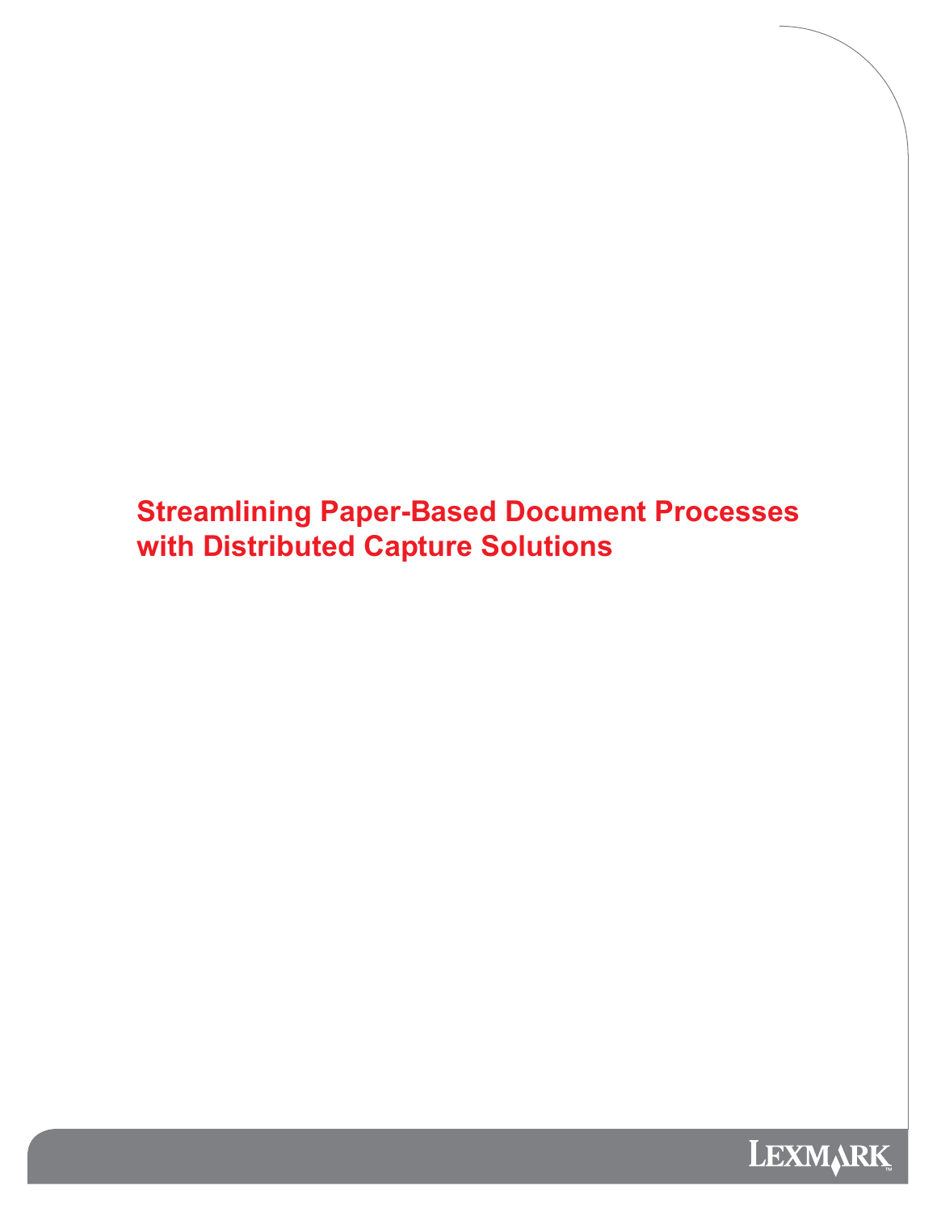# Streamlining Paper-Based Document Processes with Distributed Capture Solutions

LEXMARK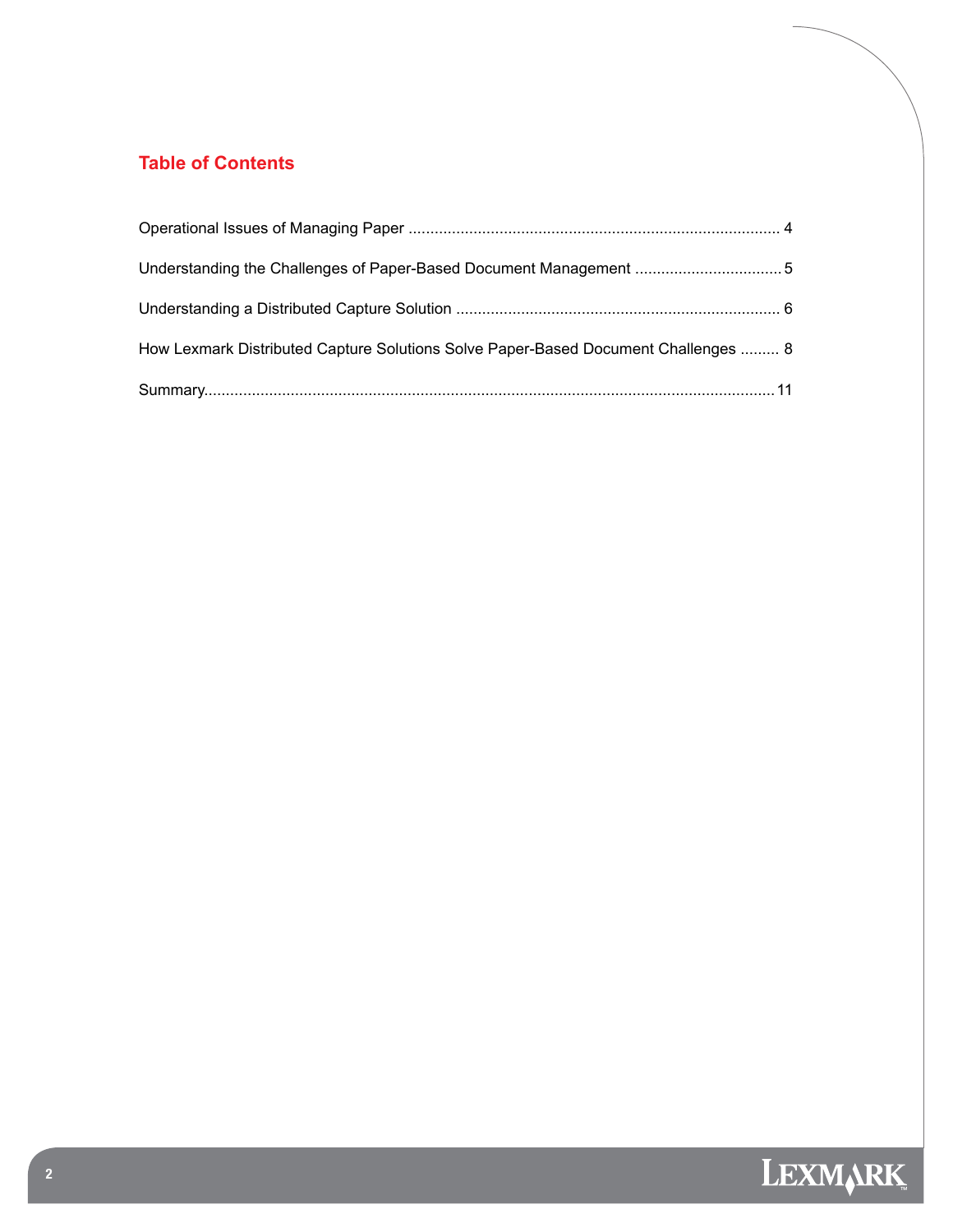## Table of Contents

Operational Issues of Managing Paper ..................................................................................... 4

Understanding the Challenges of Paper-Based Document Management .................................. 5

Understanding a Distributed Capture Solution ........................................................................... 6

How Lexmark Distributed Capture Solutions Solve Paper-Based Document Challenges ......... 8

Summary.................................................................................................................................... 11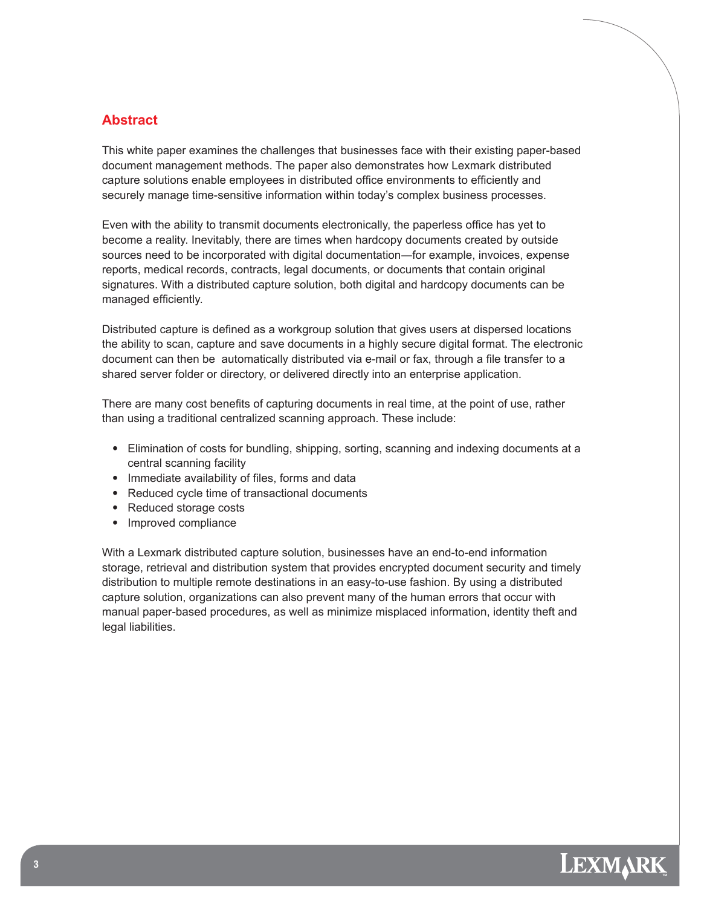## Abstract

This white paper examines the challenges that businesses face with their existing paper-based document management methods. The paper also demonstrates how Lexmark distributed capture solutions enable employees in distributed office environments to efficiently and securely manage time-sensitive information within today's complex business processes.

Even with the ability to transmit documents electronically, the paperless office has yet to become a reality. Inevitably, there are times when hardcopy documents created by outside sources need to be incorporated with digital documentation—for example, invoices, expense reports, medical records, contracts, legal documents, or documents that contain original signatures. With a distributed capture solution, both digital and hardcopy documents can be managed efficiently.

Distributed capture is defined as a workgroup solution that gives users at dispersed locations the ability to scan, capture and save documents in a highly secure digital format. The electronic document can then be automatically distributed via e-mail or fax, through a file transfer to a shared server folder or directory, or delivered directly into an enterprise application.

There are many cost benefits of capturing documents in real time, at the point of use, rather than using a traditional centralized scanning approach. These include:

- Elimination of costs for bundling, shipping, sorting, scanning and indexing documents at a central scanning facility
- Immediate availability of files, forms and data
- Reduced cycle time of transactional documents
- Reduced storage costs
- Improved compliance

With a Lexmark distributed capture solution, businesses have an end-to-end information storage, retrieval and distribution system that provides encrypted document security and timely distribution to multiple remote destinations in an easy-to-use fashion. By using a distributed capture solution, organizations can also prevent many of the human errors that occur with manual paper-based procedures, as well as minimize misplaced information, identity theft and legal liabilities.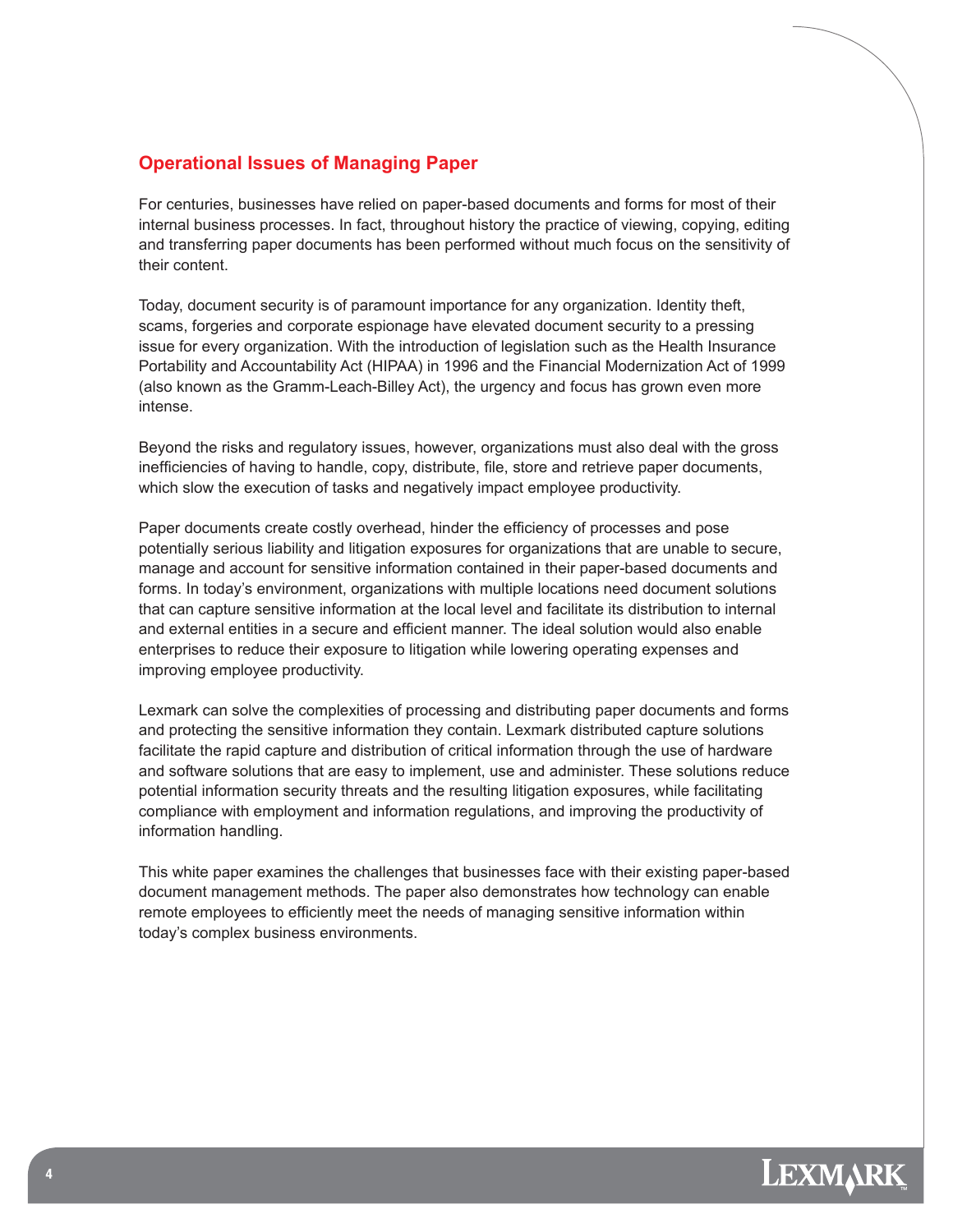## Operational Issues of Managing Paper

For centuries, businesses have relied on paper-based documents and forms for most of their internal business processes. In fact, throughout history the practice of viewing, copying, editing and transferring paper documents has been performed without much focus on the sensitivity of their content.

Today, document security is of paramount importance for any organization. Identity theft, scams, forgeries and corporate espionage have elevated document security to a pressing issue for every organization. With the introduction of legislation such as the Health Insurance Portability and Accountability Act (HIPAA) in 1996 and the Financial Modernization Act of 1999 (also known as the Gramm-Leach-Billey Act), the urgency and focus has grown even more intense.

Beyond the risks and regulatory issues, however, organizations must also deal with the gross inefficiencies of having to handle, copy, distribute, file, store and retrieve paper documents, which slow the execution of tasks and negatively impact employee productivity.

Paper documents create costly overhead, hinder the efficiency of processes and pose potentially serious liability and litigation exposures for organizations that are unable to secure, manage and account for sensitive information contained in their paper-based documents and forms. In today's environment, organizations with multiple locations need document solutions that can capture sensitive information at the local level and facilitate its distribution to internal and external entities in a secure and efficient manner. The ideal solution would also enable enterprises to reduce their exposure to litigation while lowering operating expenses and improving employee productivity.

Lexmark can solve the complexities of processing and distributing paper documents and forms and protecting the sensitive information they contain. Lexmark distributed capture solutions facilitate the rapid capture and distribution of critical information through the use of hardware and software solutions that are easy to implement, use and administer. These solutions reduce potential information security threats and the resulting litigation exposures, while facilitating compliance with employment and information regulations, and improving the productivity of information handling.

This white paper examines the challenges that businesses face with their existing paper-based document management methods. The paper also demonstrates how technology can enable remote employees to efficiently meet the needs of managing sensitive information within today's complex business environments.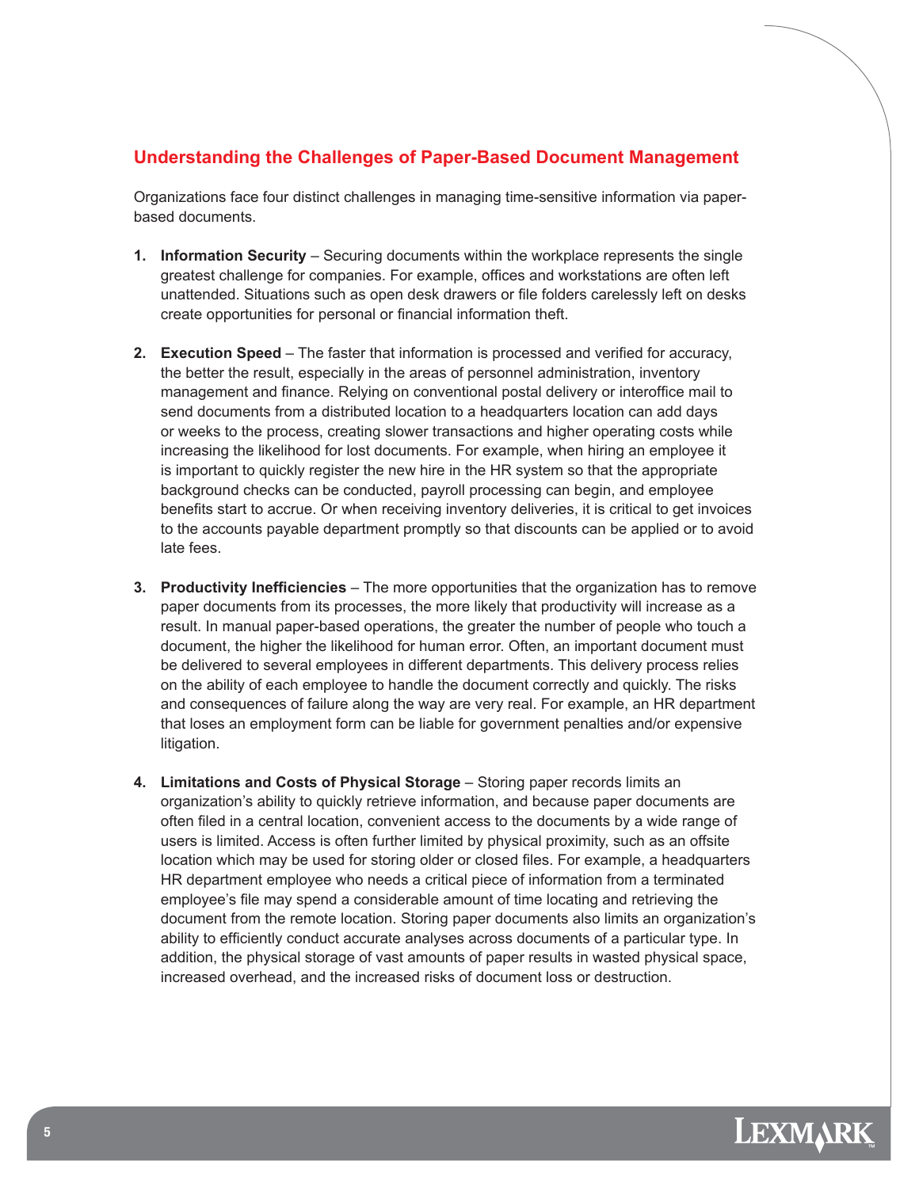## Understanding the Challenges of Paper-Based Document Management

Organizations face four distinct challenges in managing time-sensitive information via paper-based documents.

1. **Information Security** – Securing documents within the workplace represents the single greatest challenge for companies. For example, offices and workstations are often left unattended. Situations such as open desk drawers or file folders carelessly left on desks create opportunities for personal or financial information theft.

2. **Execution Speed** – The faster that information is processed and verified for accuracy, the better the result, especially in the areas of personnel administration, inventory management and finance. Relying on conventional postal delivery or interoffice mail to send documents from a distributed location to a headquarters location can add days or weeks to the process, creating slower transactions and higher operating costs while increasing the likelihood for lost documents. For example, when hiring an employee it is important to quickly register the new hire in the HR system so that the appropriate background checks can be conducted, payroll processing can begin, and employee benefits start to accrue. Or when receiving inventory deliveries, it is critical to get invoices to the accounts payable department promptly so that discounts can be applied or to avoid late fees.

3. **Productivity Inefficiencies** – The more opportunities that the organization has to remove paper documents from its processes, the more likely that productivity will increase as a result. In manual paper-based operations, the greater the number of people who touch a document, the higher the likelihood for human error. Often, an important document must be delivered to several employees in different departments. This delivery process relies on the ability of each employee to handle the document correctly and quickly. The risks and consequences of failure along the way are very real. For example, an HR department that loses an employment form can be liable for government penalties and/or expensive litigation.

4. **Limitations and Costs of Physical Storage** – Storing paper records limits an organization's ability to quickly retrieve information, and because paper documents are often filed in a central location, convenient access to the documents by a wide range of users is limited. Access is often further limited by physical proximity, such as an offsite location which may be used for storing older or closed files. For example, a headquarters HR department employee who needs a critical piece of information from a terminated employee's file may spend a considerable amount of time locating and retrieving the document from the remote location. Storing paper documents also limits an organization's ability to efficiently conduct accurate analyses across documents of a particular type. In addition, the physical storage of vast amounts of paper results in wasted physical space, increased overhead, and the increased risks of document loss or destruction.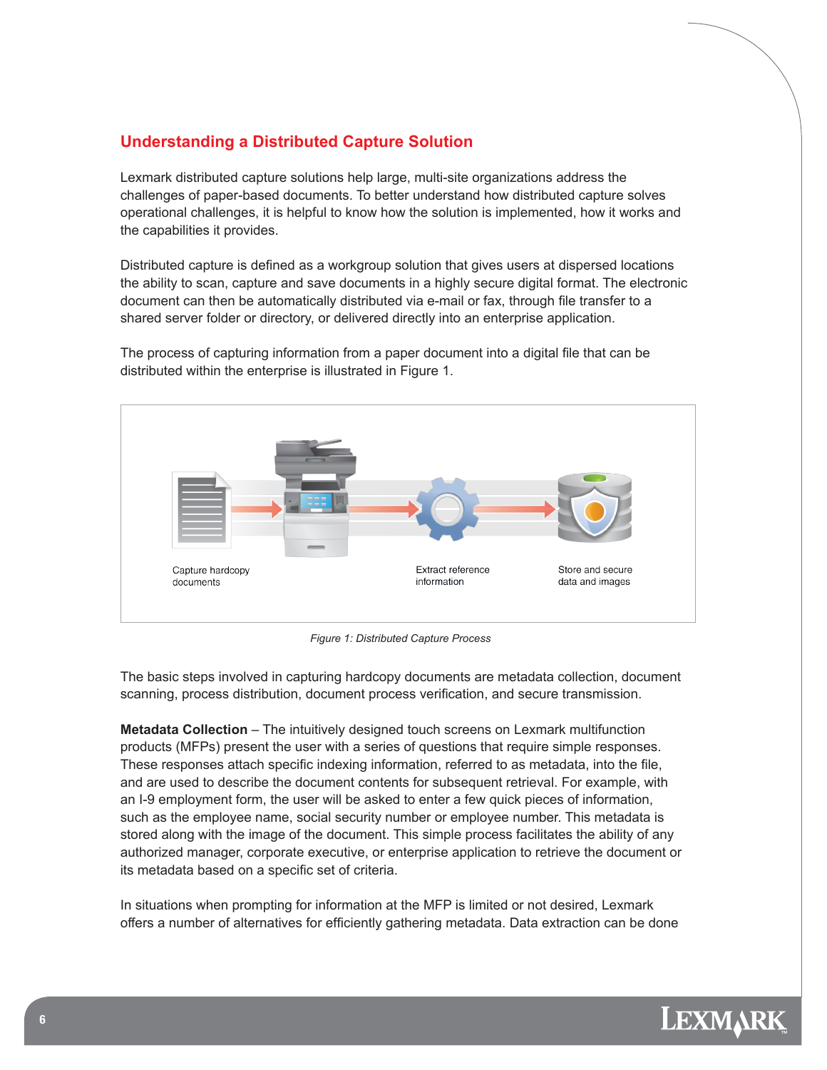## Understanding a Distributed Capture Solution

Lexmark distributed capture solutions help large, multi-site organizations address the challenges of paper-based documents. To better understand how distributed capture solves operational challenges, it is helpful to know how the solution is implemented, how it works and the capabilities it provides.

Distributed capture is defined as a workgroup solution that gives users at dispersed locations the ability to scan, capture and save documents in a highly secure digital format. The electronic document can then be automatically distributed via e-mail or fax, through file transfer to a shared server folder or directory, or delivered directly into an enterprise application.

The process of capturing information from a paper document into a digital file that can be distributed within the enterprise is illustrated in Figure 1.

Capture hardcopy documents

Extract reference information

Store and secure data and images

*Figure 1: Distributed Capture Process*

The basic steps involved in capturing hardcopy documents are metadata collection, document scanning, process distribution, document process verification, and secure transmission.

**Metadata Collection** – The intuitively designed touch screens on Lexmark multifunction products (MFPs) present the user with a series of questions that require simple responses. These responses attach specific indexing information, referred to as metadata, into the file, and are used to describe the document contents for subsequent retrieval. For example, with an I-9 employment form, the user will be asked to enter a few quick pieces of information, such as the employee name, social security number or employee number. This metadata is stored along with the image of the document. This simple process facilitates the ability of any authorized manager, corporate executive, or enterprise application to retrieve the document or its metadata based on a specific set of criteria.

In situations when prompting for information at the MFP is limited or not desired, Lexmark offers a number of alternatives for efficiently gathering metadata. Data extraction can be done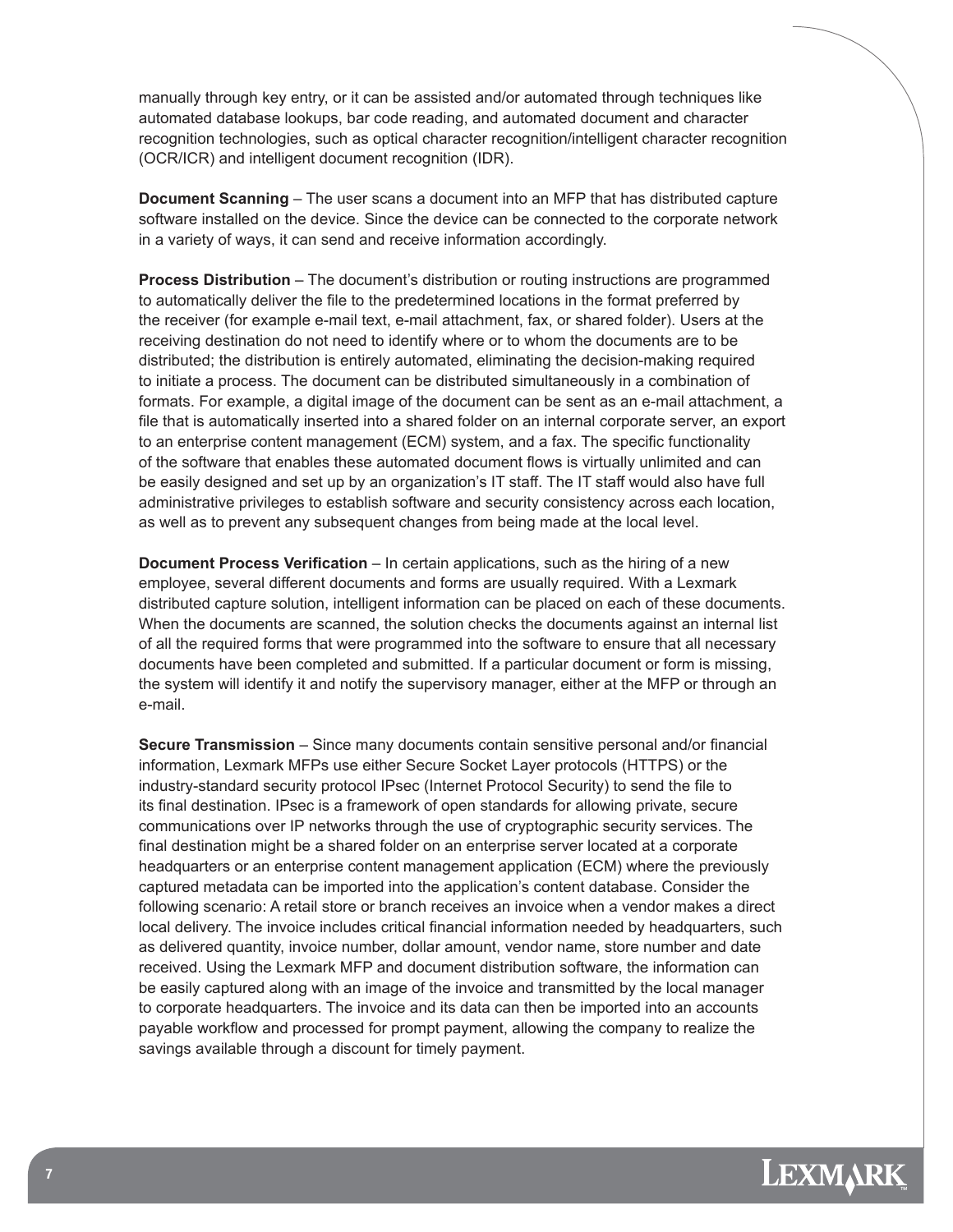manually through key entry, or it can be assisted and/or automated through techniques like automated database lookups, bar code reading, and automated document and character recognition technologies, such as optical character recognition/intelligent character recognition (OCR/ICR) and intelligent document recognition (IDR).

**Document Scanning** – The user scans a document into an MFP that has distributed capture software installed on the device. Since the device can be connected to the corporate network in a variety of ways, it can send and receive information accordingly.

**Process Distribution** – The document's distribution or routing instructions are programmed to automatically deliver the file to the predetermined locations in the format preferred by the receiver (for example e-mail text, e-mail attachment, fax, or shared folder). Users at the receiving destination do not need to identify where or to whom the documents are to be distributed; the distribution is entirely automated, eliminating the decision-making required to initiate a process. The document can be distributed simultaneously in a combination of formats. For example, a digital image of the document can be sent as an e-mail attachment, a file that is automatically inserted into a shared folder on an internal corporate server, an export to an enterprise content management (ECM) system, and a fax. The specific functionality of the software that enables these automated document flows is virtually unlimited and can be easily designed and set up by an organization's IT staff. The IT staff would also have full administrative privileges to establish software and security consistency across each location, as well as to prevent any subsequent changes from being made at the local level.

**Document Process Verification** – In certain applications, such as the hiring of a new employee, several different documents and forms are usually required. With a Lexmark distributed capture solution, intelligent information can be placed on each of these documents. When the documents are scanned, the solution checks the documents against an internal list of all the required forms that were programmed into the software to ensure that all necessary documents have been completed and submitted. If a particular document or form is missing, the system will identify it and notify the supervisory manager, either at the MFP or through an e-mail.

**Secure Transmission** – Since many documents contain sensitive personal and/or financial information, Lexmark MFPs use either Secure Socket Layer protocols (HTTPS) or the industry-standard security protocol IPsec (Internet Protocol Security) to send the file to its final destination. IPsec is a framework of open standards for allowing private, secure communications over IP networks through the use of cryptographic security services. The final destination might be a shared folder on an enterprise server located at a corporate headquarters or an enterprise content management application (ECM) where the previously captured metadata can be imported into the application's content database. Consider the following scenario: A retail store or branch receives an invoice when a vendor makes a direct local delivery. The invoice includes critical financial information needed by headquarters, such as delivered quantity, invoice number, dollar amount, vendor name, store number and date received. Using the Lexmark MFP and document distribution software, the information can be easily captured along with an image of the invoice and transmitted by the local manager to corporate headquarters. The invoice and its data can then be imported into an accounts payable workflow and processed for prompt payment, allowing the company to realize the savings available through a discount for timely payment.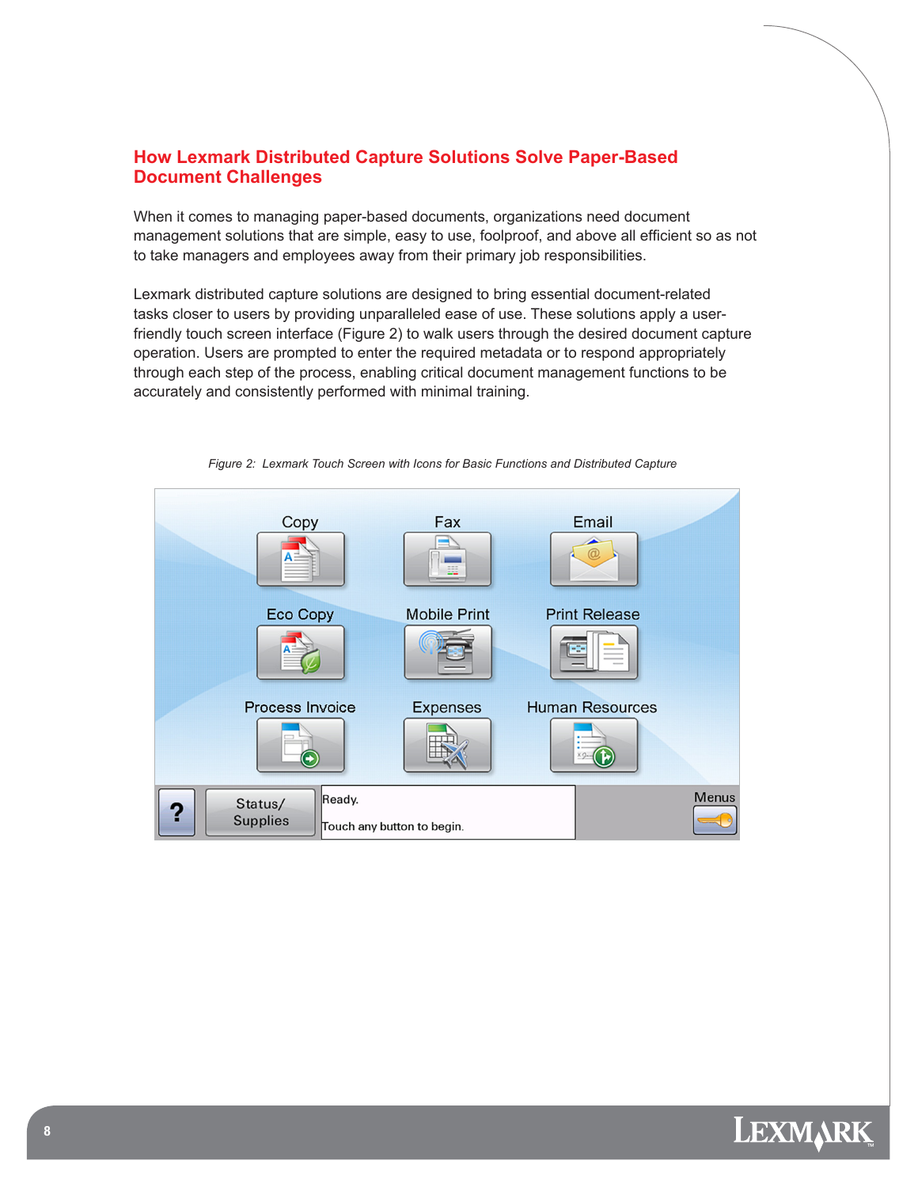## How Lexmark Distributed Capture Solutions Solve Paper-Based Document Challenges

When it comes to managing paper-based documents, organizations need document management solutions that are simple, easy to use, foolproof, and above all efficient so as not to take managers and employees away from their primary job responsibilities.

Lexmark distributed capture solutions are designed to bring essential document-related tasks closer to users by providing unparalleled ease of use. These solutions apply a user-friendly touch screen interface (Figure 2) to walk users through the desired document capture operation. Users are prompted to enter the required metadata or to respond appropriately through each step of the process, enabling critical document management functions to be accurately and consistently performed with minimal training.

*Figure 2: Lexmark Touch Screen with Icons for Basic Functions and Distributed Capture*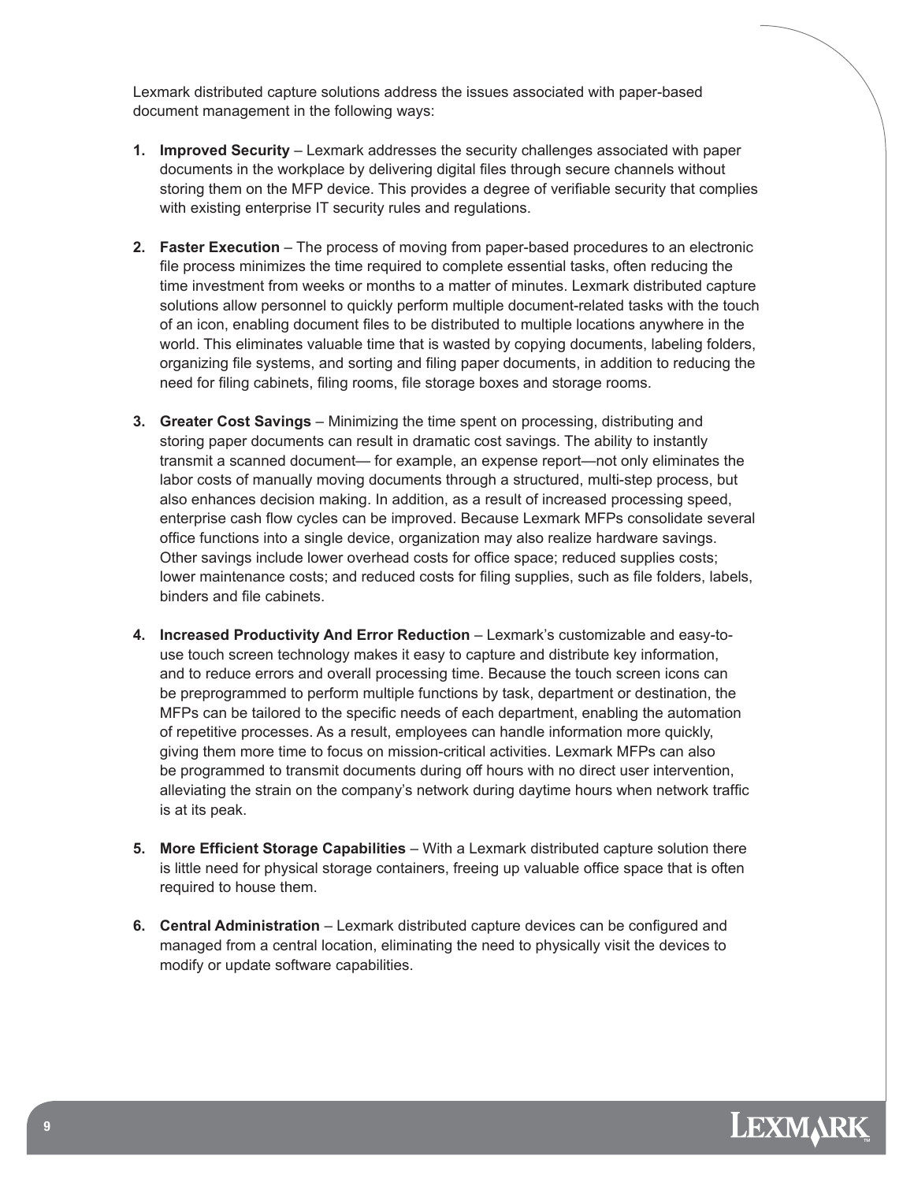Lexmark distributed capture solutions address the issues associated with paper-based document management in the following ways:

1. **Improved Security** – Lexmark addresses the security challenges associated with paper documents in the workplace by delivering digital files through secure channels without storing them on the MFP device. This provides a degree of verifiable security that complies with existing enterprise IT security rules and regulations.

2. **Faster Execution** – The process of moving from paper-based procedures to an electronic file process minimizes the time required to complete essential tasks, often reducing the time investment from weeks or months to a matter of minutes. Lexmark distributed capture solutions allow personnel to quickly perform multiple document-related tasks with the touch of an icon, enabling document files to be distributed to multiple locations anywhere in the world. This eliminates valuable time that is wasted by copying documents, labeling folders, organizing file systems, and sorting and filing paper documents, in addition to reducing the need for filing cabinets, filing rooms, file storage boxes and storage rooms.

3. **Greater Cost Savings** – Minimizing the time spent on processing, distributing and storing paper documents can result in dramatic cost savings. The ability to instantly transmit a scanned document— for example, an expense report—not only eliminates the labor costs of manually moving documents through a structured, multi-step process, but also enhances decision making. In addition, as a result of increased processing speed, enterprise cash flow cycles can be improved. Because Lexmark MFPs consolidate several office functions into a single device, organization may also realize hardware savings. Other savings include lower overhead costs for office space; reduced supplies costs; lower maintenance costs; and reduced costs for filing supplies, such as file folders, labels, binders and file cabinets.

4. **Increased Productivity And Error Reduction** – Lexmark's customizable and easy-to-use touch screen technology makes it easy to capture and distribute key information, and to reduce errors and overall processing time. Because the touch screen icons can be preprogrammed to perform multiple functions by task, department or destination, the MFPs can be tailored to the specific needs of each department, enabling the automation of repetitive processes. As a result, employees can handle information more quickly, giving them more time to focus on mission-critical activities. Lexmark MFPs can also be programmed to transmit documents during off hours with no direct user intervention, alleviating the strain on the company's network during daytime hours when network traffic is at its peak.

5. **More Efficient Storage Capabilities** – With a Lexmark distributed capture solution there is little need for physical storage containers, freeing up valuable office space that is often required to house them.

6. **Central Administration** – Lexmark distributed capture devices can be configured and managed from a central location, eliminating the need to physically visit the devices to modify or update software capabilities.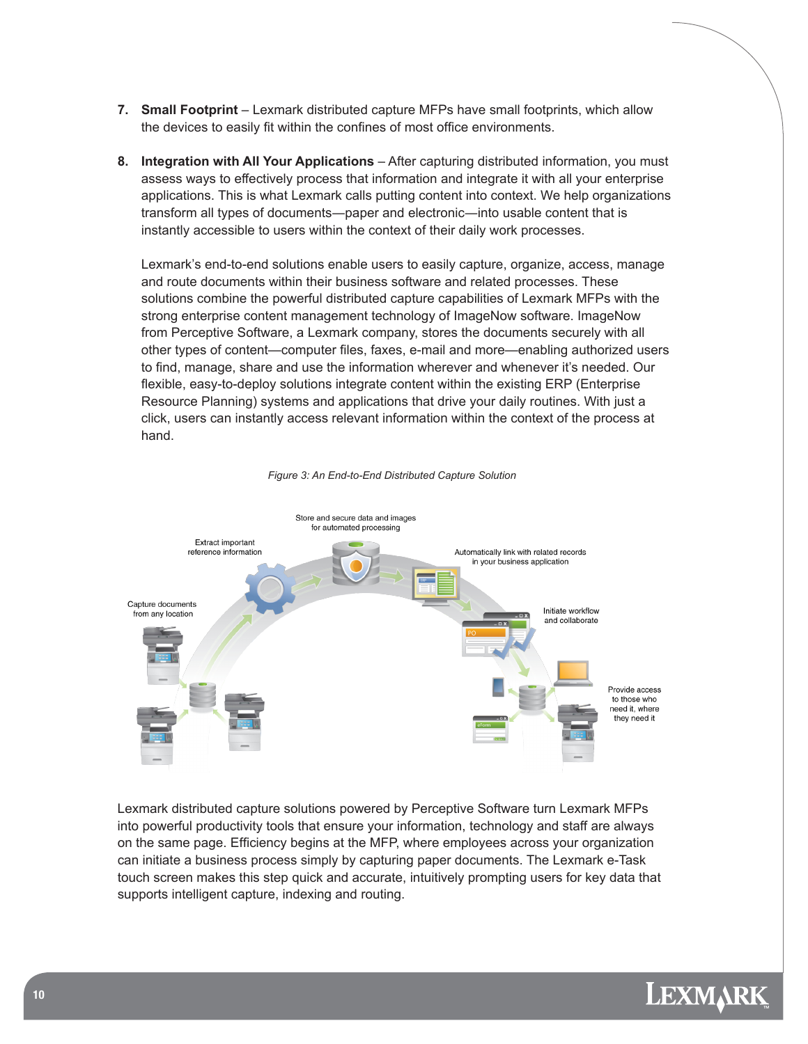7. **Small Footprint** – Lexmark distributed capture MFPs have small footprints, which allow the devices to easily fit within the confines of most office environments.

8. **Integration with All Your Applications** – After capturing distributed information, you must assess ways to effectively process that information and integrate it with all your enterprise applications. This is what Lexmark calls putting content into context. We help organizations transform all types of documents—paper and electronic—into usable content that is instantly accessible to users within the context of their daily work processes.

   Lexmark's end-to-end solutions enable users to easily capture, organize, access, manage and route documents within their business software and related processes. These solutions combine the powerful distributed capture capabilities of Lexmark MFPs with the strong enterprise content management technology of ImageNow software. ImageNow from Perceptive Software, a Lexmark company, stores the documents securely with all other types of content—computer files, faxes, e-mail and more—enabling authorized users to find, manage, share and use the information wherever and whenever it's needed. Our flexible, easy-to-deploy solutions integrate content within the existing ERP (Enterprise Resource Planning) systems and applications that drive your daily routines. With just a click, users can instantly access relevant information within the context of the process at hand.

*Figure 3: An End-to-End Distributed Capture Solution*

Capture documents from any location

Extract important reference information

Store and secure data and images for automated processing

Automatically link with related records in your business application

Initiate workflow and collaborate

Provide access to those who need it, where they need it

Lexmark distributed capture solutions powered by Perceptive Software turn Lexmark MFPs into powerful productivity tools that ensure your information, technology and staff are always on the same page. Efficiency begins at the MFP, where employees across your organization can initiate a business process simply by capturing paper documents. The Lexmark e-Task touch screen makes this step quick and accurate, intuitively prompting users for key data that supports intelligent capture, indexing and routing.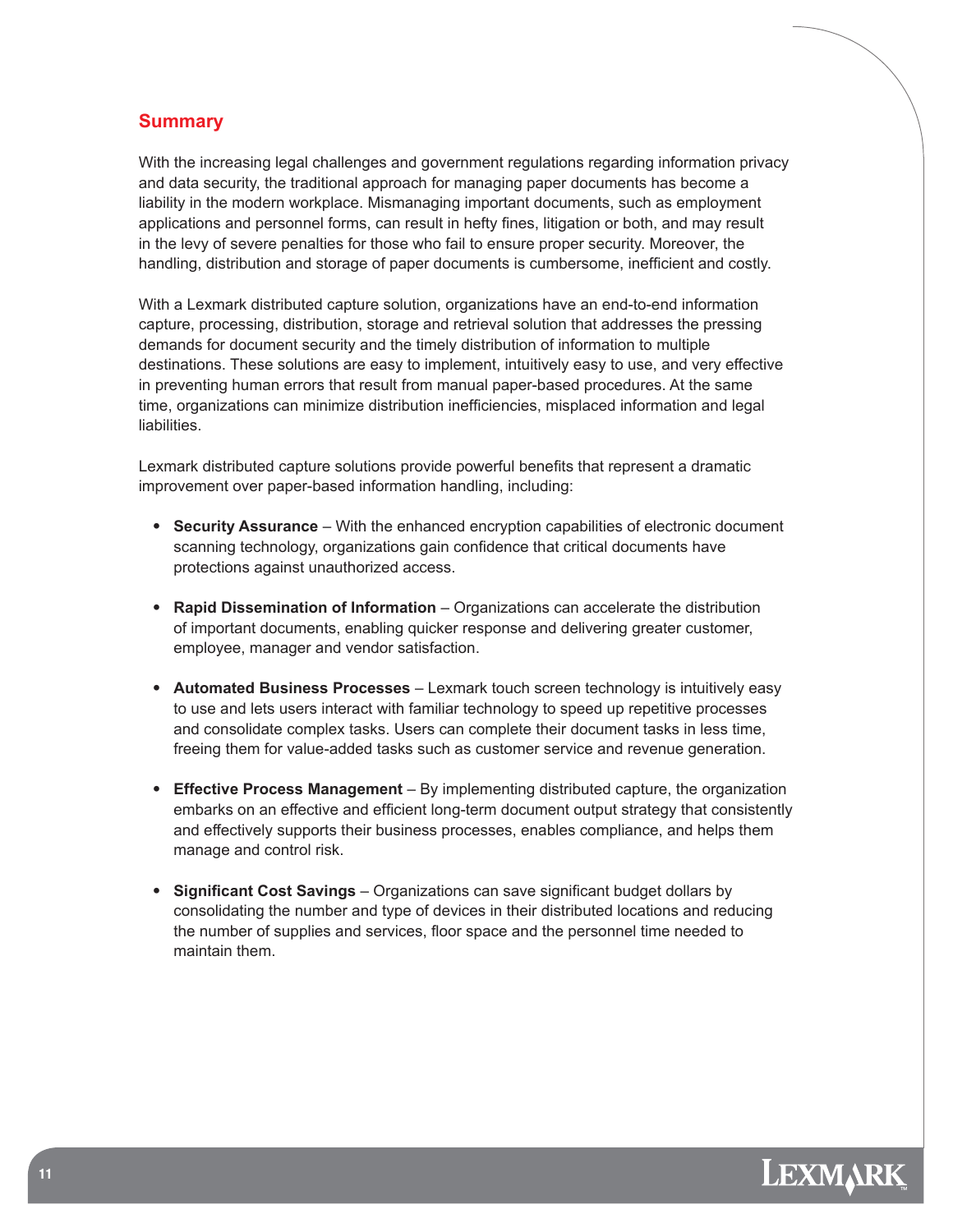## Summary

With the increasing legal challenges and government regulations regarding information privacy and data security, the traditional approach for managing paper documents has become a liability in the modern workplace. Mismanaging important documents, such as employment applications and personnel forms, can result in hefty fines, litigation or both, and may result in the levy of severe penalties for those who fail to ensure proper security. Moreover, the handling, distribution and storage of paper documents is cumbersome, inefficient and costly.

With a Lexmark distributed capture solution, organizations have an end-to-end information capture, processing, distribution, storage and retrieval solution that addresses the pressing demands for document security and the timely distribution of information to multiple destinations. These solutions are easy to implement, intuitively easy to use, and very effective in preventing human errors that result from manual paper-based procedures. At the same time, organizations can minimize distribution inefficiencies, misplaced information and legal liabilities.

Lexmark distributed capture solutions provide powerful benefits that represent a dramatic improvement over paper-based information handling, including:

- **Security Assurance** – With the enhanced encryption capabilities of electronic document scanning technology, organizations gain confidence that critical documents have protections against unauthorized access.
- **Rapid Dissemination of Information** – Organizations can accelerate the distribution of important documents, enabling quicker response and delivering greater customer, employee, manager and vendor satisfaction.
- **Automated Business Processes** – Lexmark touch screen technology is intuitively easy to use and lets users interact with familiar technology to speed up repetitive processes and consolidate complex tasks. Users can complete their document tasks in less time, freeing them for value-added tasks such as customer service and revenue generation.
- **Effective Process Management** – By implementing distributed capture, the organization embarks on an effective and efficient long-term document output strategy that consistently and effectively supports their business processes, enables compliance, and helps them manage and control risk.
- **Significant Cost Savings** – Organizations can save significant budget dollars by consolidating the number and type of devices in their distributed locations and reducing the number of supplies and services, floor space and the personnel time needed to maintain them.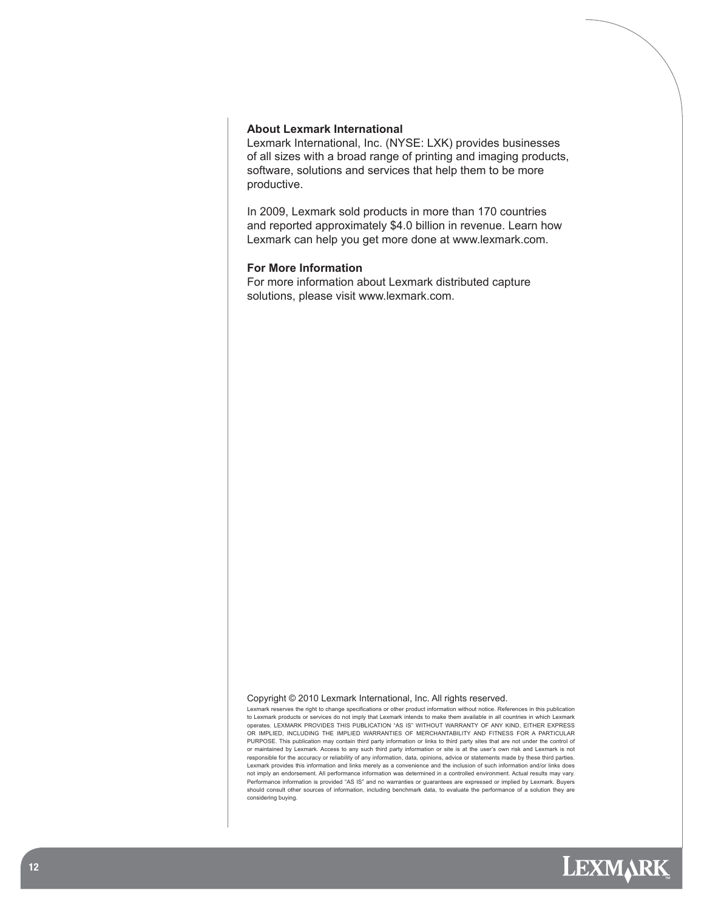**About Lexmark International**

Lexmark International, Inc. (NYSE: LXK) provides businesses of all sizes with a broad range of printing and imaging products, software, solutions and services that help them to be more productive.

In 2009, Lexmark sold products in more than 170 countries and reported approximately $4.0 billion in revenue. Learn how Lexmark can help you get more done at www.lexmark.com.

**For More Information**

For more information about Lexmark distributed capture solutions, please visit www.lexmark.com.

Copyright © 2010 Lexmark International, Inc. All rights reserved.

Lexmark reserves the right to change specifications or other product information without notice. References in this publication to Lexmark products or services do not imply that Lexmark intends to make them available in all countries in which Lexmark operates. LEXMARK PROVIDES THIS PUBLICATION "AS IS" WITHOUT WARRANTY OF ANY KIND, EITHER EXPRESS OR IMPLIED, INCLUDING THE IMPLIED WARRANTIES OF MERCHANTABILITY AND FITNESS FOR A PARTICULAR PURPOSE. This publication may contain third party information or links to third party sites that are not under the control of or maintained by Lexmark. Access to any such third party information or site is at the user's own risk and Lexmark is not responsible for the accuracy or reliability of any information, data, opinions, advice or statements made by these third parties. Lexmark provides this information and links merely as a convenience and the inclusion of such information and/or links does not imply an endorsement. All performance information was determined in a controlled environment. Actual results may vary. Performance information is provided "AS IS" and no warranties or guarantees are expressed or implied by Lexmark. Buyers should consult other sources of information, including benchmark data, to evaluate the performance of a solution they are considering buying.